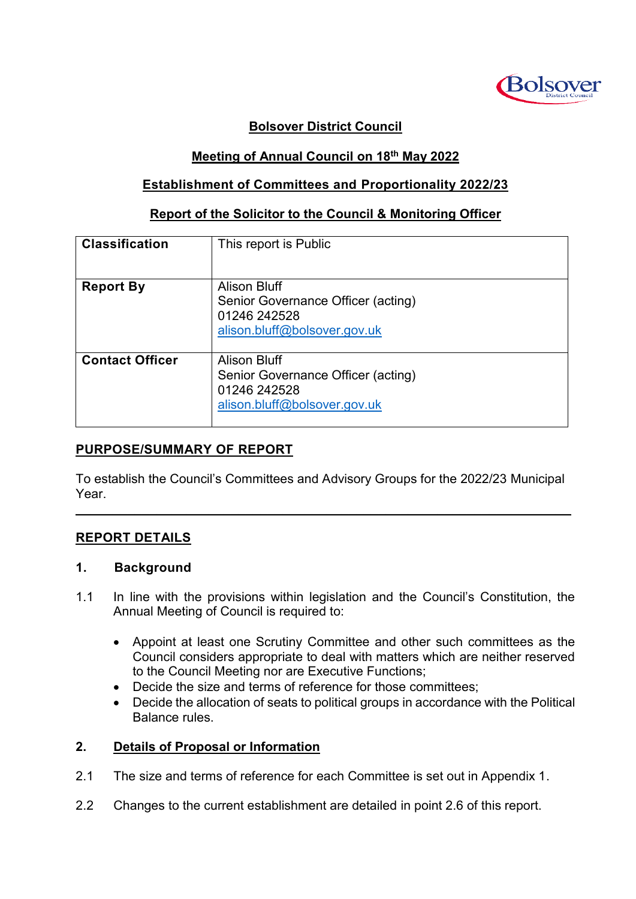**Bolsover District Council**

**Meeting of Annual Council on 18th May 2022**

**Establishment of Committees and Proportionality 2022/23**

**Report of the Solicitor to the Council & Monitoring Officer**

| **Classification** | This report is Public |
|---|---|
| **Report By** | Alison Bluff<br>Senior Governance Officer (acting)<br>01246 242528<br>alison.bluff@bolsover.gov.uk |
| **Contact Officer** | Alison Bluff<br>Senior Governance Officer (acting)<br>01246 242528<br>alison.bluff@bolsover.gov.uk |

## PURPOSE/SUMMARY OF REPORT

To establish the Council's Committees and Advisory Groups for the 2022/23 Municipal Year.

---

## REPORT DETAILS

### 1. Background

1.1 In line with the provisions within legislation and the Council's Constitution, the Annual Meeting of Council is required to:

- Appoint at least one Scrutiny Committee and other such committees as the Council considers appropriate to deal with matters which are neither reserved to the Council Meeting nor are Executive Functions;
- Decide the size and terms of reference for those committees;
- Decide the allocation of seats to political groups in accordance with the Political Balance rules.

### 2. Details of Proposal or Information

2.1 The size and terms of reference for each Committee is set out in Appendix 1.

2.2 Changes to the current establishment are detailed in point 2.6 of this report.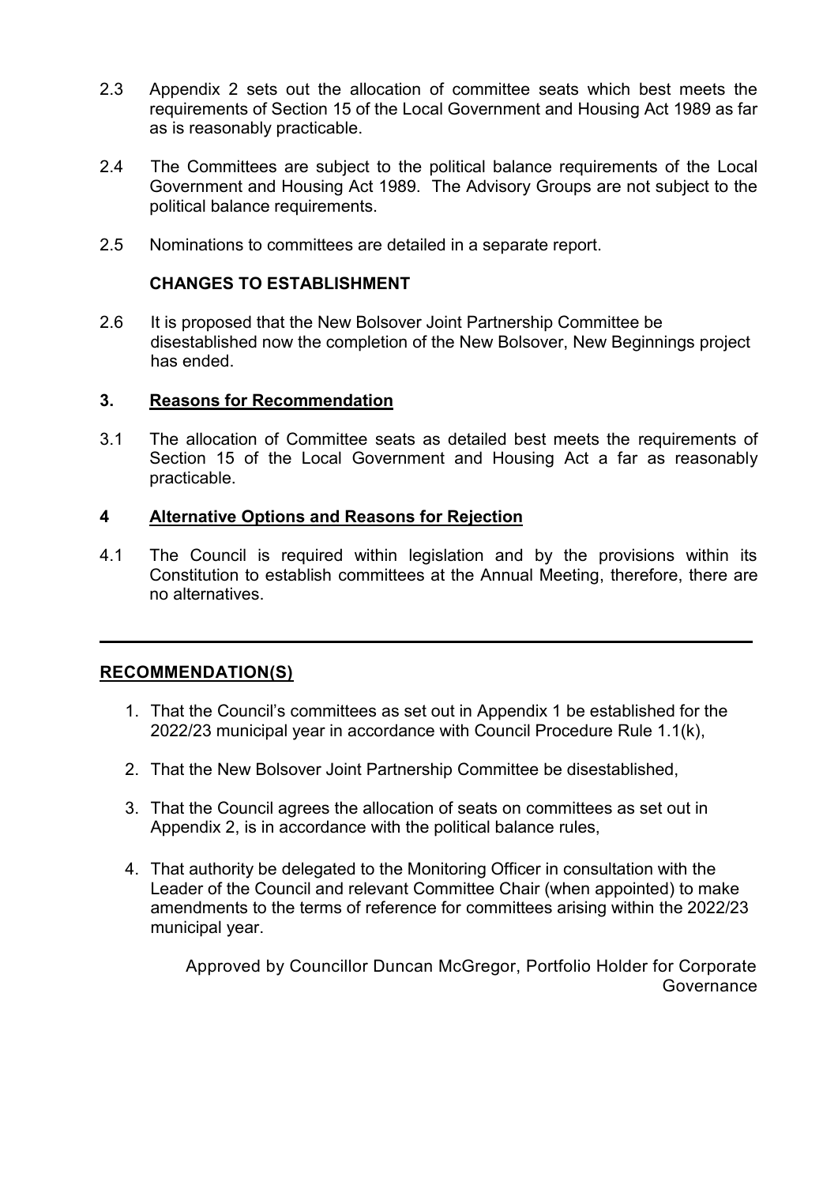2.3 Appendix 2 sets out the allocation of committee seats which best meets the requirements of Section 15 of the Local Government and Housing Act 1989 as far as is reasonably practicable.

2.4 The Committees are subject to the political balance requirements of the Local Government and Housing Act 1989. The Advisory Groups are not subject to the political balance requirements.

2.5 Nominations to committees are detailed in a separate report.

**CHANGES TO ESTABLISHMENT**

2.6 It is proposed that the New Bolsover Joint Partnership Committee be disestablished now the completion of the New Bolsover, New Beginnings project has ended.

## 3. Reasons for Recommendation

3.1 The allocation of Committee seats as detailed best meets the requirements of Section 15 of the Local Government and Housing Act a far as reasonably practicable.

## 4 Alternative Options and Reasons for Rejection

4.1 The Council is required within legislation and by the provisions within its Constitution to establish committees at the Annual Meeting, therefore, there are no alternatives.

---

## RECOMMENDATION(S)

1. That the Council's committees as set out in Appendix 1 be established for the 2022/23 municipal year in accordance with Council Procedure Rule 1.1(k),

2. That the New Bolsover Joint Partnership Committee be disestablished,

3. That the Council agrees the allocation of seats on committees as set out in Appendix 2, is in accordance with the political balance rules,

4. That authority be delegated to the Monitoring Officer in consultation with the Leader of the Council and relevant Committee Chair (when appointed) to make amendments to the terms of reference for committees arising within the 2022/23 municipal year.

Approved by Councillor Duncan McGregor, Portfolio Holder for Corporate Governance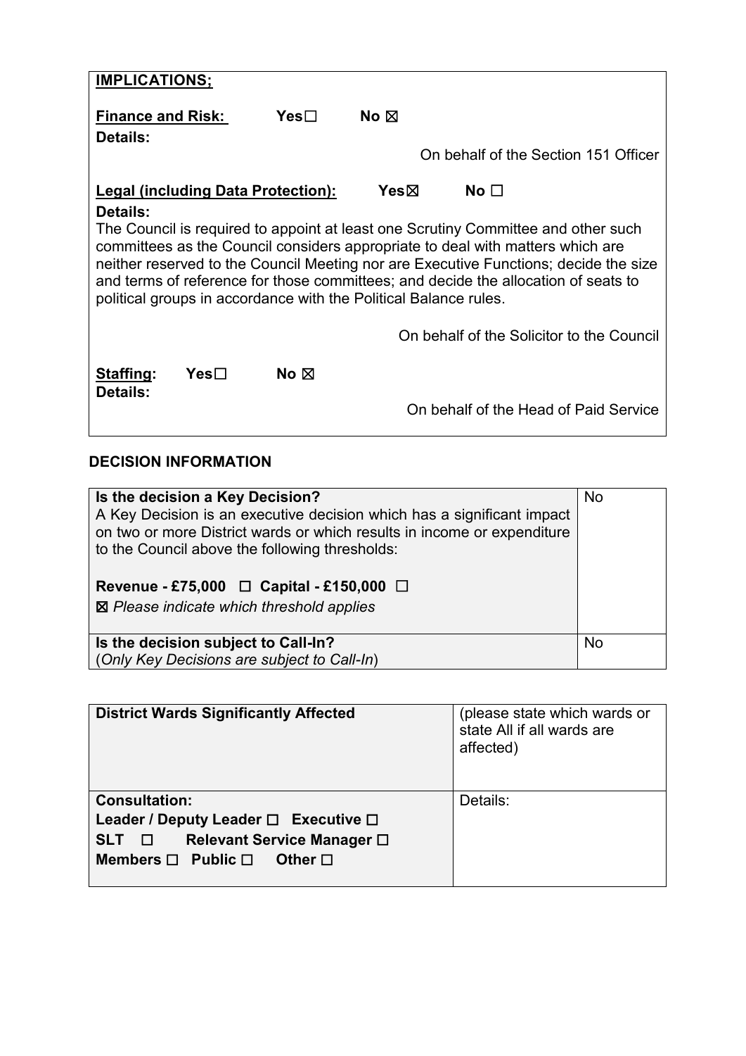| **IMPLICATIONS;** |
|---|
| **Finance and Risk:** Yes☐ No ☒ <br> **Details:** <br> On behalf of the Section 151 Officer |
| **Legal (including Data Protection):** Yes☒ No ☐ <br> **Details:** <br> The Council is required to appoint at least one Scrutiny Committee and other such committees as the Council considers appropriate to deal with matters which are neither reserved to the Council Meeting nor are Executive Functions; decide the size and terms of reference for those committees; and decide the allocation of seats to political groups in accordance with the Political Balance rules. <br> On behalf of the Solicitor to the Council |
| **Staffing:** Yes☐ No ☒ <br> **Details:** <br> On behalf of the Head of Paid Service |

## DECISION INFORMATION

| | |
|---|---|
| **Is the decision a Key Decision?** <br> A Key Decision is an executive decision which has a significant impact on two or more District wards or which results in income or expenditure to the Council above the following thresholds: <br><br> **Revenue - £75,000** ☐ **Capital - £150,000** ☐ <br> ☒ *Please indicate which threshold applies* | No |
| **Is the decision subject to Call-In?** <br> (*Only Key Decisions are subject to Call-In*) | No |

| | |
|---|---|
| **District Wards Significantly Affected** | (please state which wards or state All if all wards are affected) |
| **Consultation:** <br> **Leader / Deputy Leader** ☐ **Executive** ☐ <br> **SLT** ☐ **Relevant Service Manager** ☐ <br> **Members** ☐ **Public** ☐ **Other** ☐ | Details: |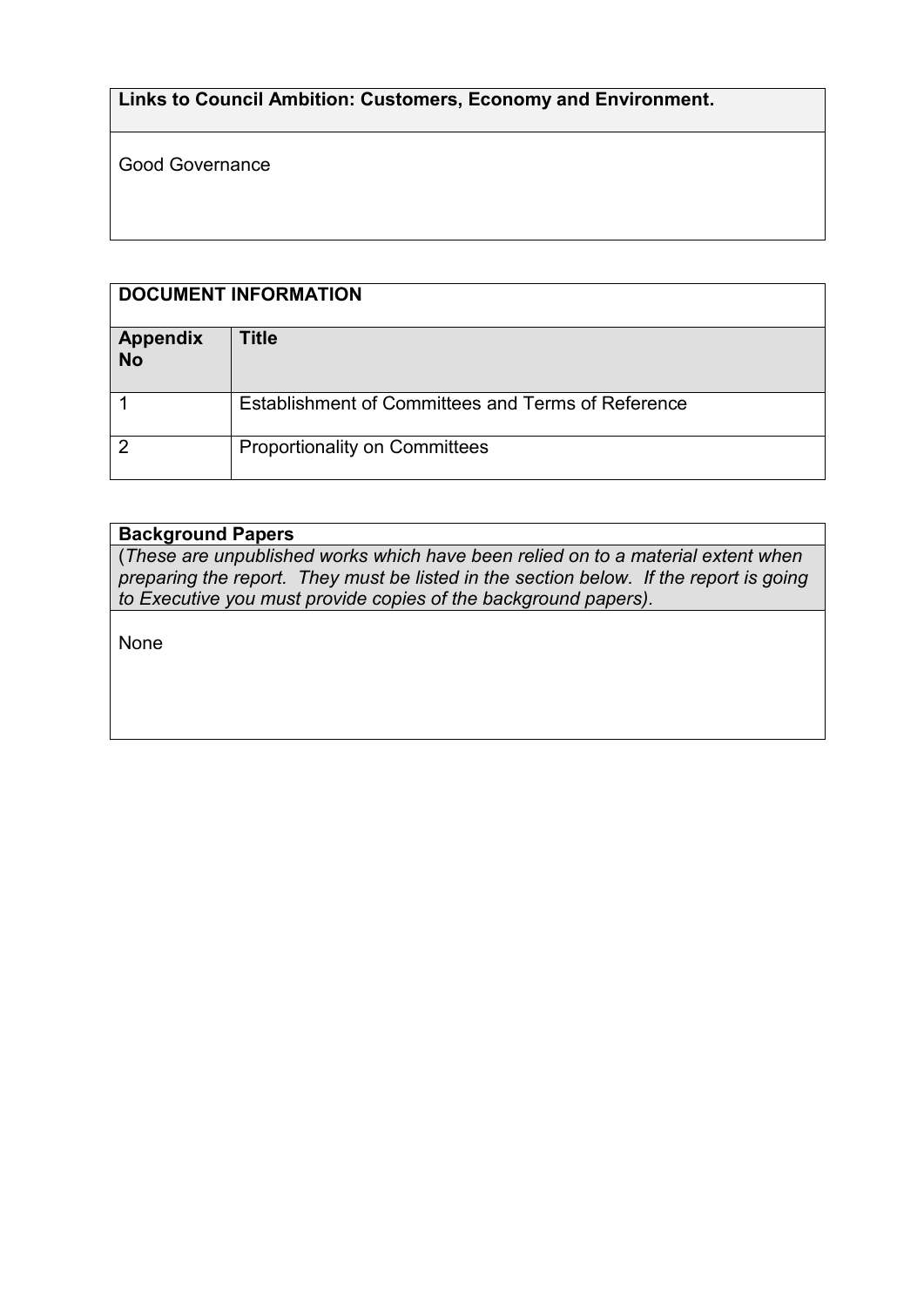| **Links to Council Ambition: Customers, Economy and Environment.** |
| --- |
| Good Governance |

| **DOCUMENT INFORMATION** | |
| --- | --- |
| **Appendix No** | **Title** |
| 1 | Establishment of Committees and Terms of Reference |
| 2 | Proportionality on Committees |

| **Background Papers** |
| --- |
| (*These are unpublished works which have been relied on to a material extent when preparing the report. They must be listed in the section below. If the report is going to Executive you must provide copies of the background papers*). |
| None |